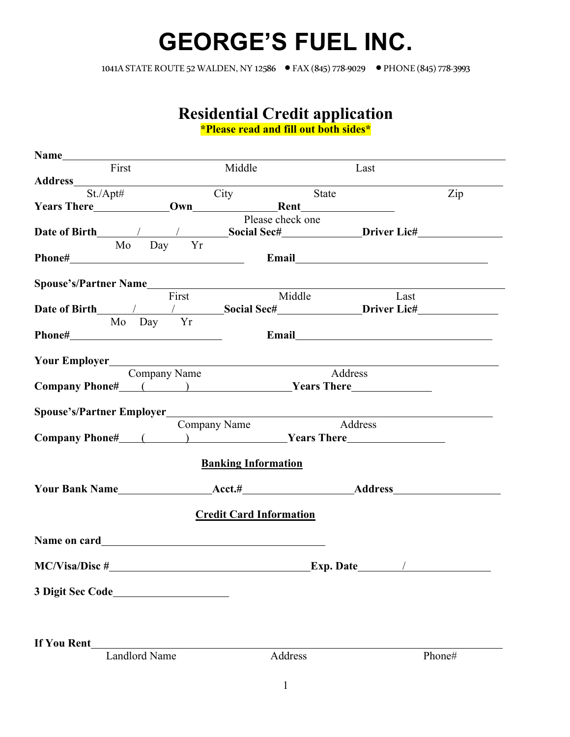# GEORGE'S FUEL INC.

1041A STATE ROUTE 52 WALDEN, NY 12586 • FAX (845) 778-9029 • PHONE (845) 778-3993

## Residential Credit application

**\*Please read and fill out both sides\***

**Name**\_\_\_\_\_\_\_\_\_\_\_\_\_\_\_\_\_\_\_\_\_\_\_\_\_\_\_\_\_\_\_\_\_\_\_\_\_\_\_\_\_\_\_\_\_\_\_\_
First Middle Last

**Address**\_\_\_\_\_\_\_\_\_\_\_\_\_\_\_\_\_\_\_\_\_\_\_\_\_\_\_\_\_\_\_\_\_\_\_\_\_\_\_\_\_\_\_\_\_\_\_\_
St./Apt# City State Zip

**Years There**\_\_\_\_\_\_\_\_\_\_ **Own**\_\_\_\_\_\_\_\_\_\_ **Rent**\_\_\_\_\_\_\_\_\_\_
Please check one

**Date of Birth**\_\_\_\_/\_\_\_\_/\_\_\_\_ **Social Sec#**\_\_\_\_\_\_\_\_\_\_ **Driver Lic#**\_\_\_\_\_\_\_\_\_\_
Mo Day Yr

**Phone#**\_\_\_\_\_\_\_\_\_\_\_\_\_\_\_\_\_\_\_\_ **Email**\_\_\_\_\_\_\_\_\_\_\_\_\_\_\_\_\_\_\_\_

**Spouse's/Partner Name**\_\_\_\_\_\_\_\_\_\_\_\_\_\_\_\_\_\_\_\_\_\_\_\_\_\_\_\_\_\_\_\_\_\_\_\_\_\_\_\_
First Middle Last

**Date of Birth**\_\_\_\_/\_\_\_\_/\_\_\_\_ **Social Sec#**\_\_\_\_\_\_\_\_\_\_ **Driver Lic#**\_\_\_\_\_\_\_\_\_\_
Mo Day Yr

**Phone#**\_\_\_\_\_\_\_\_\_\_\_\_\_\_\_\_\_\_\_\_ **Email**\_\_\_\_\_\_\_\_\_\_\_\_\_\_\_\_\_\_\_\_

**Your Employer**\_\_\_\_\_\_\_\_\_\_\_\_\_\_\_\_\_\_\_\_\_\_\_\_\_\_\_\_\_\_\_\_\_\_\_\_\_\_\_\_\_\_\_\_
Company Name Address

**Company Phone#**\_\_\_(\_\_\_\_\_)\_\_\_\_\_\_\_\_\_\_ **Years There**\_\_\_\_\_\_\_\_\_\_

**Spouse's/Partner Employer**\_\_\_\_\_\_\_\_\_\_\_\_\_\_\_\_\_\_\_\_\_\_\_\_\_\_\_\_\_\_\_\_\_\_\_\_\_\_\_\_
Company Name Address

**Company Phone#**\_\_\_(\_\_\_\_\_)\_\_\_\_\_\_\_\_\_\_ **Years There**\_\_\_\_\_\_\_\_\_\_

### Banking Information

**Your Bank Name**\_\_\_\_\_\_\_\_\_\_ **Acct.#**\_\_\_\_\_\_\_\_\_\_ **Address**\_\_\_\_\_\_\_\_\_\_

### Credit Card Information

**Name on card**\_\_\_\_\_\_\_\_\_\_\_\_\_\_\_\_\_\_\_\_\_\_\_\_\_\_\_\_

**MC/Visa/Disc #**\_\_\_\_\_\_\_\_\_\_\_\_\_\_\_\_\_\_\_\_\_\_\_\_\_\_\_\_ **Exp. Date**\_\_\_\_\_/\_\_\_\_\_

**3 Digit Sec Code**\_\_\_\_\_\_\_\_\_\_\_\_\_\_\_

**If You Rent**\_\_\_\_\_\_\_\_\_\_\_\_\_\_\_\_\_\_\_\_\_\_\_\_\_\_\_\_\_\_\_\_\_\_\_\_\_\_\_\_\_\_\_\_\_\_\_\_
Landlord Name Address Phone#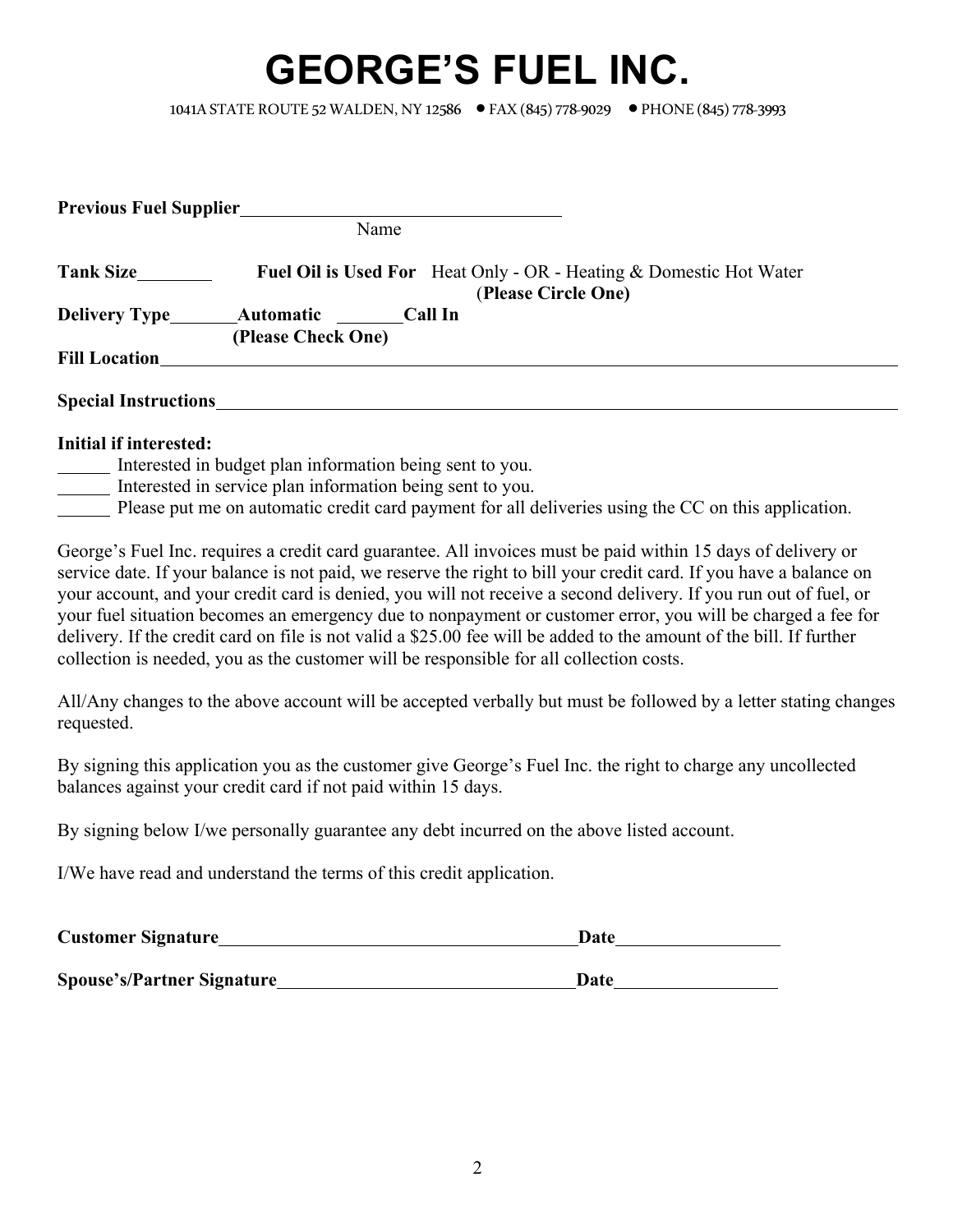# GEORGE'S FUEL INC.

1041A STATE ROUTE 52 WALDEN, NY 12586 • FAX (845) 778-9029 • PHONE (845) 778-3993

**Previous Fuel Supplier**\_\_\_\_\_\_\_\_\_\_\_\_\_\_\_\_\_\_\_\_\_\_\_\_\_\_\_\_\_\_\_\_
Name

**Tank Size**\_\_\_\_\_\_\_\_ **Fuel Oil is Used For** Heat Only - OR - Heating & Domestic Hot Water
(**Please Circle One)**

**Delivery Type**\_\_\_\_\_\_\_**Automatic** \_\_\_\_\_\_\_**Call In**
**(Please Check One)**

**Fill Location**\_\_\_\_\_\_\_\_\_\_\_\_\_\_\_\_\_\_\_\_\_\_\_\_\_\_\_\_\_\_\_\_\_\_\_\_\_\_\_\_\_\_\_\_\_\_\_\_\_\_\_\_\_\_\_\_\_\_\_\_\_\_

**Special Instructions**\_\_\_\_\_\_\_\_\_\_\_\_\_\_\_\_\_\_\_\_\_\_\_\_\_\_\_\_\_\_\_\_\_\_\_\_\_\_\_\_\_\_\_\_\_\_\_\_\_\_\_\_\_\_\_\_

**Initial if interested:**

\_\_\_\_\_\_ Interested in budget plan information being sent to you.
\_\_\_\_\_\_ Interested in service plan information being sent to you.
\_\_\_\_\_\_ Please put me on automatic credit card payment for all deliveries using the CC on this application.

George's Fuel Inc. requires a credit card guarantee. All invoices must be paid within 15 days of delivery or service date. If your balance is not paid, we reserve the right to bill your credit card. If you have a balance on your account, and your credit card is denied, you will not receive a second delivery. If you run out of fuel, or your fuel situation becomes an emergency due to nonpayment or customer error, you will be charged a fee for delivery. If the credit card on file is not valid a $25.00 fee will be added to the amount of the bill. If further collection is needed, you as the customer will be responsible for all collection costs.

All/Any changes to the above account will be accepted verbally but must be followed by a letter stating changes requested.

By signing this application you as the customer give George's Fuel Inc. the right to charge any uncollected balances against your credit card if not paid within 15 days.

By signing below I/we personally guarantee any debt incurred on the above listed account.

I/We have read and understand the terms of this credit application.

**Customer Signature**\_\_\_\_\_\_\_\_\_\_\_\_\_\_\_\_\_\_\_\_\_\_\_\_\_\_\_\_\_\_\_\_\_\_\_\_\_\_\_\_**Date**\_\_\_\_\_\_\_\_\_\_\_\_\_\_\_\_\_\_

**Spouse's/Partner Signature**\_\_\_\_\_\_\_\_\_\_\_\_\_\_\_\_\_\_\_\_\_\_\_\_\_\_\_\_\_\_\_\_\_**Date**\_\_\_\_\_\_\_\_\_\_\_\_\_\_\_\_\_\_